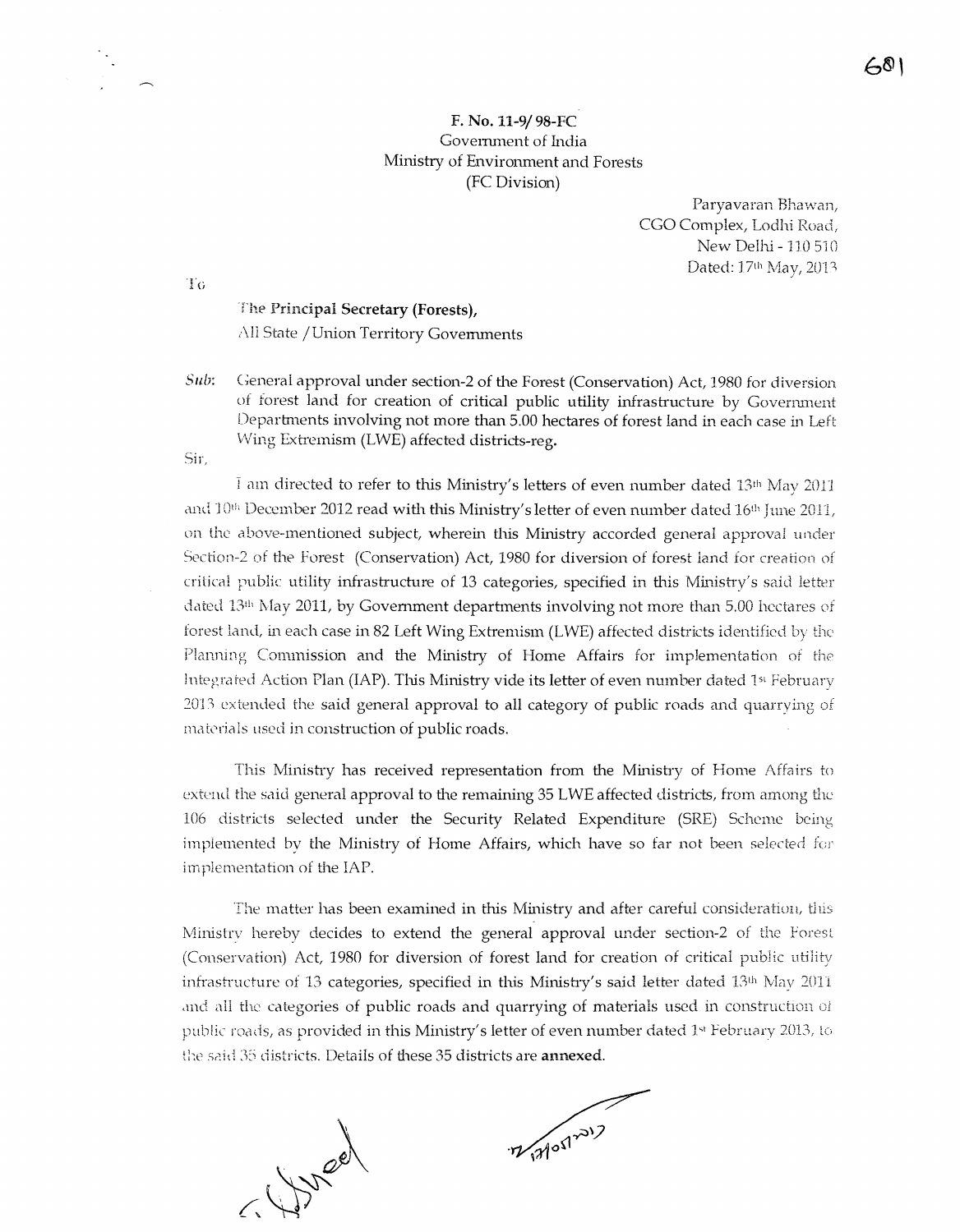**F. No. 11-9/ 98-FC**
Government of India
Ministry of Environment and Forests
(FC Division)

Paryavaran Bhawan,
CGO Complex, Lodhi Road,
New Delhi - 110 510
Dated: 17th May, 2013

To

**The Principal Secretary (Forests),**
All State / Union Territory Governments

*Sub*: General approval under section-2 of the Forest (Conservation) Act, 1980 for diversion of forest land for creation of critical public utility infrastructure by Government Departments involving not more than 5.00 hectares of forest land in each case in Left Wing Extremism (LWE) affected districts-reg.

Sir,

I am directed to refer to this Ministry's letters of even number dated 13th May 2011 and 10th December 2012 read with this Ministry's letter of even number dated 16th June 2011, on the above-mentioned subject, wherein this Ministry accorded general approval under Section-2 of the Forest (Conservation) Act, 1980 for diversion of forest land for creation of critical public utility infrastructure of 13 categories, specified in this Ministry's said letter dated 13th May 2011, by Government departments involving not more than 5.00 hectares of forest land, in each case in 82 Left Wing Extremism (LWE) affected districts identified by the Planning Commission and the Ministry of Home Affairs for implementation of the Integrated Action Plan (IAP). This Ministry vide its letter of even number dated 1st February 2013 extended the said general approval to all category of public roads and quarrying of materials used in construction of public roads.

This Ministry has received representation from the Ministry of Home Affairs to extend the said general approval to the remaining 35 LWE affected districts, from among the 106 districts selected under the Security Related Expenditure (SRE) Scheme being implemented by the Ministry of Home Affairs, which have so far not been selected for implementation of the IAP.

The matter has been examined in this Ministry and after careful consideration, this Ministry hereby decides to extend the general approval under section-2 of the Forest (Conservation) Act, 1980 for diversion of forest land for creation of critical public utility infrastructure of 13 categories, specified in this Ministry's said letter dated 13th May 2011 and all the categories of public roads and quarrying of materials used in construction of public roads, as provided in this Ministry's letter of even number dated 1st February 2013, to the said 35 districts. Details of these 35 districts are **annexed**.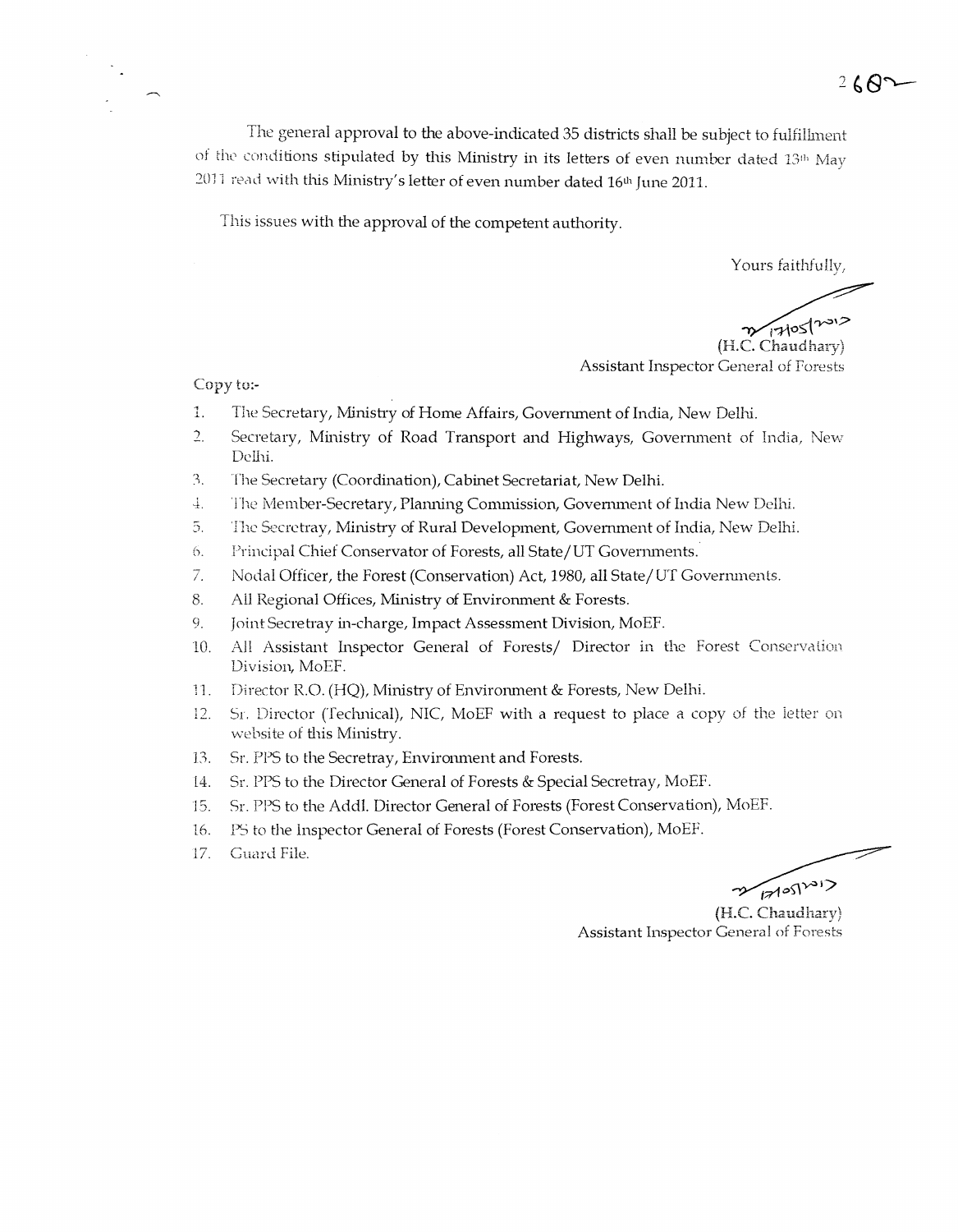The general approval to the above-indicated 35 districts shall be subject to fulfillment of the conditions stipulated by this Ministry in its letters of even number dated 13th May 2011 read with this Ministry's letter of even number dated 16th June 2011.

This issues with the approval of the competent authority.

Yours faithfully,

17/05/2012
(H.C. Chaudhary)
Assistant Inspector General of Forests

Copy to:-

1. The Secretary, Ministry of Home Affairs, Government of India, New Delhi.
2. Secretary, Ministry of Road Transport and Highways, Government of India, New Delhi.
3. The Secretary (Coordination), Cabinet Secretariat, New Delhi.
4. The Member-Secretary, Planning Commission, Government of India New Delhi.
5. The Secretray, Ministry of Rural Development, Government of India, New Delhi.
6. Principal Chief Conservator of Forests, all State/UT Governments.
7. Nodal Officer, the Forest (Conservation) Act, 1980, all State/UT Governments.
8. All Regional Offices, Ministry of Environment & Forests.
9. Joint Secretray in-charge, Impact Assessment Division, MoEF.
10. All Assistant Inspector General of Forests/ Director in the Forest Conservation Division, MoEF.
11. Director R.O. (HQ), Ministry of Environment & Forests, New Delhi.
12. Sr. Director (Technical), NIC, MoEF with a request to place a copy of the letter on website of this Ministry.
13. Sr. PPS to the Secretray, Environment and Forests.
14. Sr. PPS to the Director General of Forests & Special Secretray, MoEF.
15. Sr. PPS to the Addl. Director General of Forests (Forest Conservation), MoEF.
16. PS to the Inspector General of Forests (Forest Conservation), MoEF.
17. Guard File.

17/05/2012
(H.C. Chaudhary)
Assistant Inspector General of Forests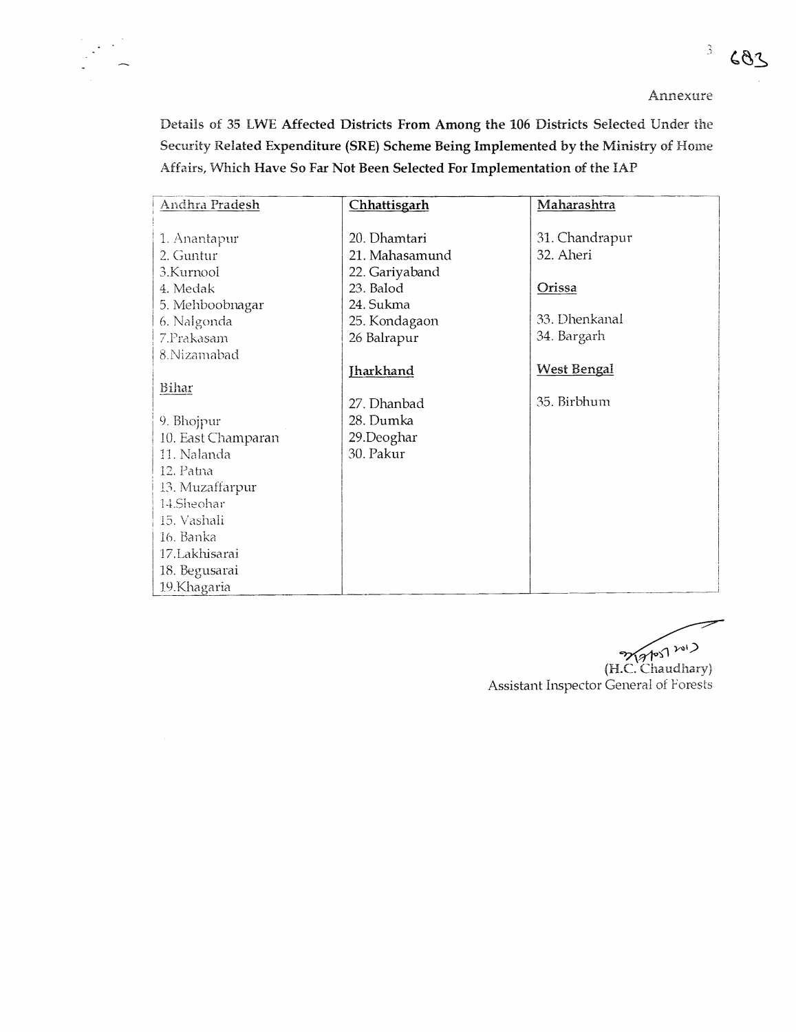Annexure

**Details of 35 LWE Affected Districts From Among the 106 Districts Selected Under the Security Related Expenditure (SRE) Scheme Being Implemented by the Ministry of Home Affairs, Which Have So Far Not Been Selected For Implementation of the IAP**

| Andhra Pradesh | Chhattisgarh | Maharashtra |
|---|---|---|
| 1. Anantapur | 20. Dhamtari | 31. Chandrapur |
| 2. Guntur | 21. Mahasamund | 32. Aheri |
| 3.Kurnool | 22. Gariyaband | |
| 4. Medak | 23. Balod | **Orissa** |
| 5. Mehboobnagar | 24. Sukma | |
| 6. Nalgonda | 25. Kondagaon | 33. Dhenkanal |
| 7.Prakasam | 26 Balrapur | 34. Bargarh |
| 8.Nizamabad | | |
| | **Jharkhand** | **West Bengal** |
| **Bihar** | | |
| | 27. Dhanbad | 35. Birbhum |
| 9. Bhojpur | 28. Dumka | |
| 10. East Champaran | 29.Deoghar | |
| 11. Nalanda | 30. Pakur | |
| 12. Patna | | |
| 13. Muzaffarpur | | |
| 14.Sheohar | | |
| 15. Vashali | | |
| 16. Banka | | |
| 17.Lakhisarai | | |
| 18. Begusarai | | |
| 19.Khagaria | | |

(H.C. Chaudhary)
Assistant Inspector General of Forests